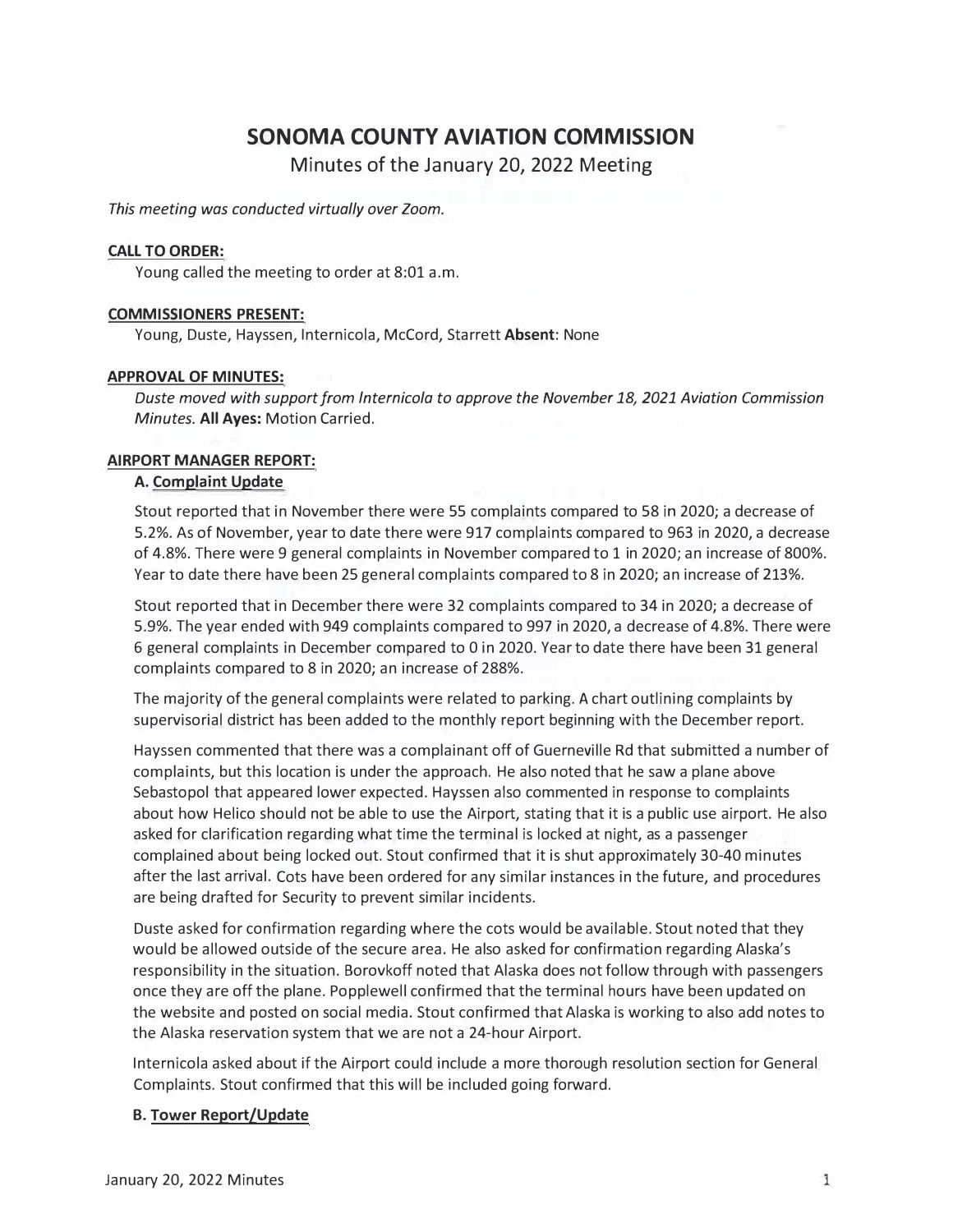# SONOMA COUNTY AVIATION COMMISSION

Minutes of the January 20, 2022 Meeting

*This meeting was conducted virtually over Zoom.*

**CALL TO ORDER:**

Young called the meeting to order at 8:01 a.m.

**COMMISSIONERS PRESENT:**

Young, Duste, Hayssen, Internicola, McCord, Starrett **Absent**: None

**APPROVAL OF MINUTES:**

*Duste moved with support from Internicola to approve the November 18, 2021 Aviation Commission Minutes.* **All Ayes:** Motion Carried.

**AIRPORT MANAGER REPORT:**

**A. Complaint Update**

Stout reported that in November there were 55 complaints compared to 58 in 2020; a decrease of 5.2%. As of November, year to date there were 917 complaints compared to 963 in 2020, a decrease of 4.8%. There were 9 general complaints in November compared to 1 in 2020; an increase of 800%. Year to date there have been 25 general complaints compared to 8 in 2020; an increase of 213%.

Stout reported that in December there were 32 complaints compared to 34 in 2020; a decrease of 5.9%. The year ended with 949 complaints compared to 997 in 2020, a decrease of 4.8%. There were 6 general complaints in December compared to 0 in 2020. Year to date there have been 31 general complaints compared to 8 in 2020; an increase of 288%.

The majority of the general complaints were related to parking. A chart outlining complaints by supervisorial district has been added to the monthly report beginning with the December report.

Hayssen commented that there was a complainant off of Guerneville Rd that submitted a number of complaints, but this location is under the approach. He also noted that he saw a plane above Sebastopol that appeared lower expected. Hayssen also commented in response to complaints about how Helico should not be able to use the Airport, stating that it is a public use airport. He also asked for clarification regarding what time the terminal is locked at night, as a passenger complained about being locked out. Stout confirmed that it is shut approximately 30-40 minutes after the last arrival. Cots have been ordered for any similar instances in the future, and procedures are being drafted for Security to prevent similar incidents.

Duste asked for confirmation regarding where the cots would be available. Stout noted that they would be allowed outside of the secure area. He also asked for confirmation regarding Alaska's responsibility in the situation. Borovkoff noted that Alaska does not follow through with passengers once they are off the plane. Popplewell confirmed that the terminal hours have been updated on the website and posted on social media. Stout confirmed that Alaska is working to also add notes to the Alaska reservation system that we are not a 24-hour Airport.

Internicola asked about if the Airport could include a more thorough resolution section for General Complaints. Stout confirmed that this will be included going forward.

**B. Tower Report/Update**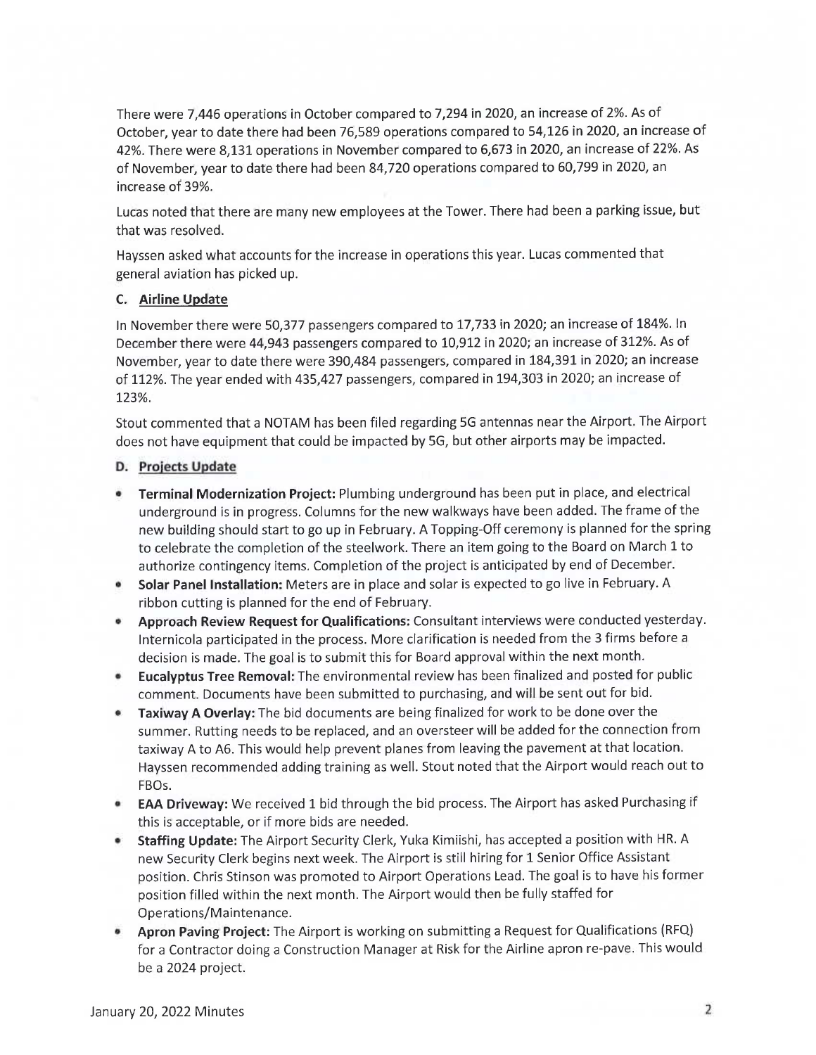There were 7,446 operations in October compared to 7,294 in 2020, an increase of 2%. As of October, year to date there had been 76,589 operations compared to 54,126 in 2020, an increase of 42%. There were 8,131 operations in November compared to 6,673 in 2020, an increase of 22%. As of November, year to date there had been 84,720 operations compared to 60,799 in 2020, an increase of 39%.

Lucas noted that there are many new employees at the Tower. There had been a parking issue, but that was resolved.

Hayssen asked what accounts for the increase in operations this year. Lucas commented that general aviation has picked up.

### C. Airline Update

In November there were 50,377 passengers compared to 17,733 in 2020; an increase of 184%. In December there were 44,943 passengers compared to 10,912 in 2020; an increase of 312%. As of November, year to date there were 390,484 passengers, compared in 184,391 in 2020; an increase of 112%. The year ended with 435,427 passengers, compared in 194,303 in 2020; an increase of 123%.

Stout commented that a NOTAM has been filed regarding 5G antennas near the Airport. The Airport does not have equipment that could be impacted by 5G, but other airports may be impacted.

### D. Projects Update

- **Terminal Modernization Project:** Plumbing underground has been put in place, and electrical underground is in progress. Columns for the new walkways have been added. The frame of the new building should start to go up in February. A Topping-Off ceremony is planned for the spring to celebrate the completion of the steelwork. There an item going to the Board on March 1 to authorize contingency items. Completion of the project is anticipated by end of December.
- **Solar Panel Installation:** Meters are in place and solar is expected to go live in February. A ribbon cutting is planned for the end of February.
- **Approach Review Request for Qualifications:** Consultant interviews were conducted yesterday. Internicola participated in the process. More clarification is needed from the 3 firms before a decision is made. The goal is to submit this for Board approval within the next month.
- **Eucalyptus Tree Removal:** The environmental review has been finalized and posted for public comment. Documents have been submitted to purchasing, and will be sent out for bid.
- **Taxiway A Overlay:** The bid documents are being finalized for work to be done over the summer. Rutting needs to be replaced, and an oversteer will be added for the connection from taxiway A to A6. This would help prevent planes from leaving the pavement at that location. Hayssen recommended adding training as well. Stout noted that the Airport would reach out to FBOs.
- **EAA Driveway:** We received 1 bid through the bid process. The Airport has asked Purchasing if this is acceptable, or if more bids are needed.
- **Staffing Update:** The Airport Security Clerk, Yuka Kimiishi, has accepted a position with HR. A new Security Clerk begins next week. The Airport is still hiring for 1 Senior Office Assistant position. Chris Stinson was promoted to Airport Operations Lead. The goal is to have his former position filled within the next month. The Airport would then be fully staffed for Operations/Maintenance.
- **Apron Paving Project:** The Airport is working on submitting a Request for Qualifications (RFQ) for a Contractor doing a Construction Manager at Risk for the Airline apron re-pave. This would be a 2024 project.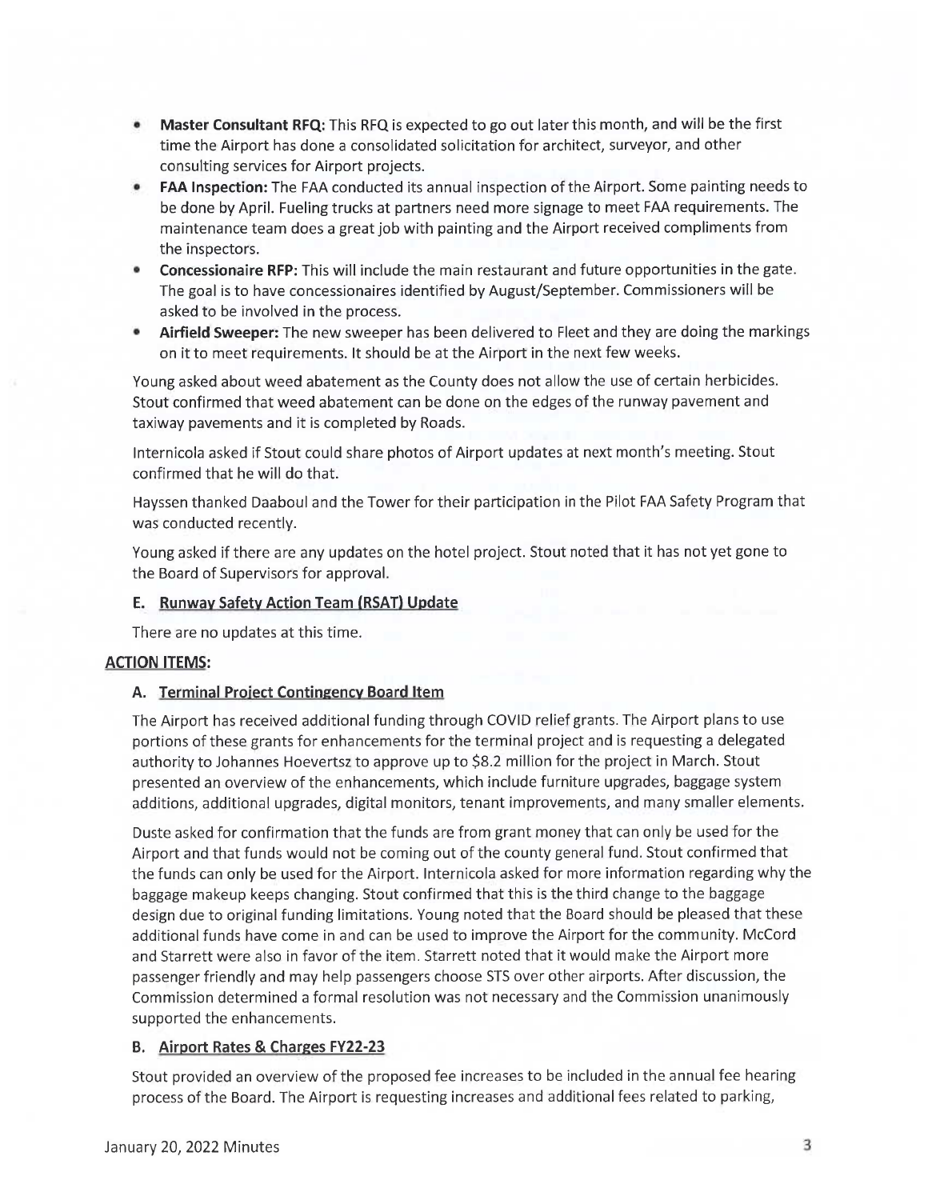- **Master Consultant RFQ:** This RFQ is expected to go out later this month, and will be the first time the Airport has done a consolidated solicitation for architect, surveyor, and other consulting services for Airport projects.
- **FAA Inspection:** The FAA conducted its annual inspection of the Airport. Some painting needs to be done by April. Fueling trucks at partners need more signage to meet FAA requirements. The maintenance team does a great job with painting and the Airport received compliments from the inspectors.
- **Concessionaire RFP:** This will include the main restaurant and future opportunities in the gate. The goal is to have concessionaires identified by August/September. Commissioners will be asked to be involved in the process.
- **Airfield Sweeper:** The new sweeper has been delivered to Fleet and they are doing the markings on it to meet requirements. It should be at the Airport in the next few weeks.

Young asked about weed abatement as the County does not allow the use of certain herbicides. Stout confirmed that weed abatement can be done on the edges of the runway pavement and taxiway pavements and it is completed by Roads.

Internicola asked if Stout could share photos of Airport updates at next month's meeting. Stout confirmed that he will do that.

Hayssen thanked Daaboul and the Tower for their participation in the Pilot FAA Safety Program that was conducted recently.

Young asked if there are any updates on the hotel project. Stout noted that it has not yet gone to the Board of Supervisors for approval.

### E. Runway Safety Action Team (RSAT) Update

There are no updates at this time.

## ACTION ITEMS:

### A. Terminal Project Contingency Board Item

The Airport has received additional funding through COVID relief grants. The Airport plans to use portions of these grants for enhancements for the terminal project and is requesting a delegated authority to Johannes Hoevertsz to approve up to $8.2 million for the project in March. Stout presented an overview of the enhancements, which include furniture upgrades, baggage system additions, additional upgrades, digital monitors, tenant improvements, and many smaller elements.

Duste asked for confirmation that the funds are from grant money that can only be used for the Airport and that funds would not be coming out of the county general fund. Stout confirmed that the funds can only be used for the Airport. Internicola asked for more information regarding why the baggage makeup keeps changing. Stout confirmed that this is the third change to the baggage design due to original funding limitations. Young noted that the Board should be pleased that these additional funds have come in and can be used to improve the Airport for the community. McCord and Starrett were also in favor of the item. Starrett noted that it would make the Airport more passenger friendly and may help passengers choose STS over other airports. After discussion, the Commission determined a formal resolution was not necessary and the Commission unanimously supported the enhancements.

### B. Airport Rates & Charges FY22-23

Stout provided an overview of the proposed fee increases to be included in the annual fee hearing process of the Board. The Airport is requesting increases and additional fees related to parking,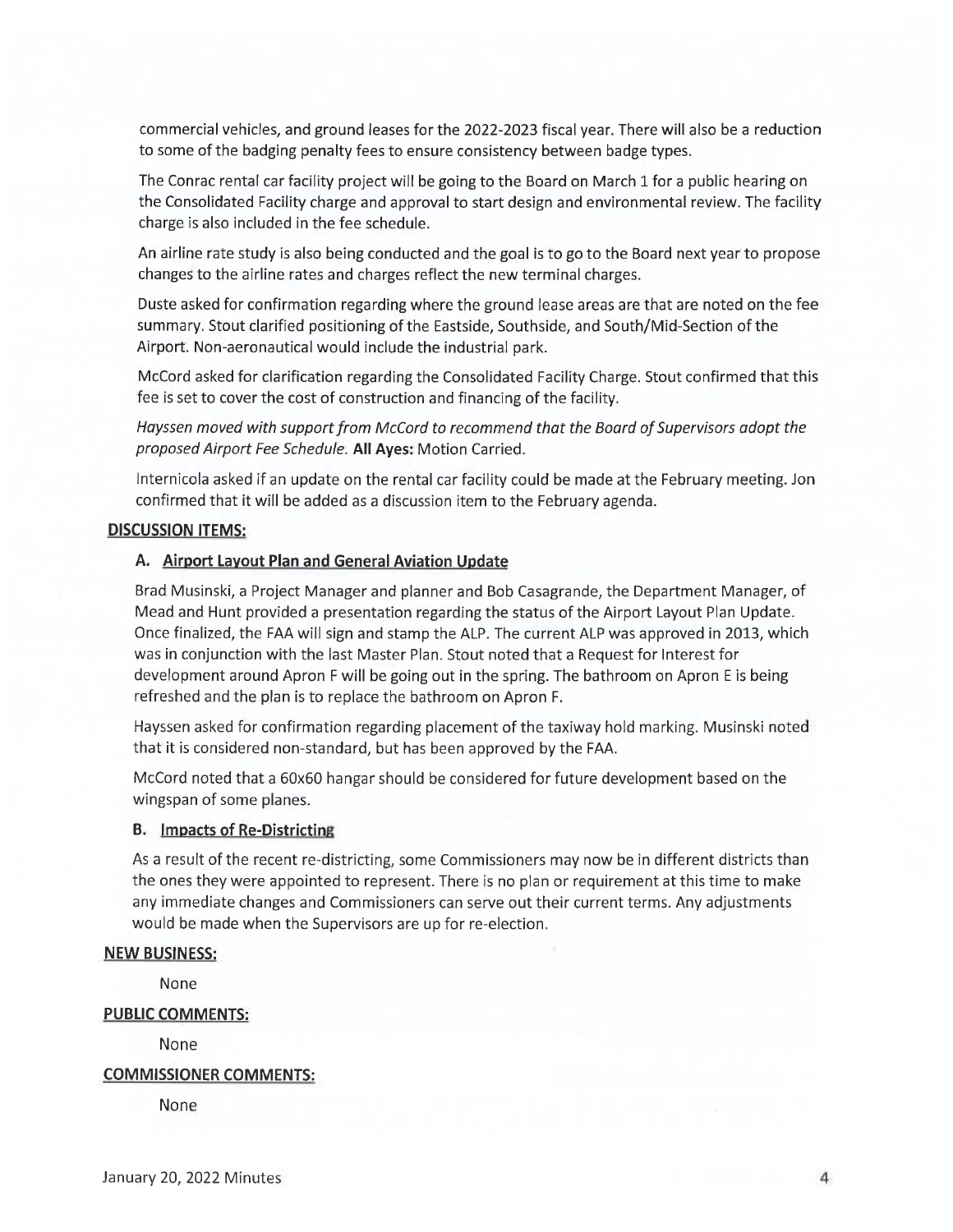commercial vehicles, and ground leases for the 2022-2023 fiscal year. There will also be a reduction to some of the badging penalty fees to ensure consistency between badge types.

The Conrac rental car facility project will be going to the Board on March 1 for a public hearing on the Consolidated Facility charge and approval to start design and environmental review. The facility charge is also included in the fee schedule.

An airline rate study is also being conducted and the goal is to go to the Board next year to propose changes to the airline rates and charges reflect the new terminal charges.

Duste asked for confirmation regarding where the ground lease areas are that are noted on the fee summary. Stout clarified positioning of the Eastside, Southside, and South/Mid-Section of the Airport. Non-aeronautical would include the industrial park.

McCord asked for clarification regarding the Consolidated Facility Charge. Stout confirmed that this fee is set to cover the cost of construction and financing of the facility.

*Hayssen moved with support from McCord to recommend that the Board of Supervisors adopt the proposed Airport Fee Schedule.* **All Ayes:** Motion Carried.

Internicola asked if an update on the rental car facility could be made at the February meeting. Jon confirmed that it will be added as a discussion item to the February agenda.

## DISCUSSION ITEMS:

### A. Airport Layout Plan and General Aviation Update

Brad Musinski, a Project Manager and planner and Bob Casagrande, the Department Manager, of Mead and Hunt provided a presentation regarding the status of the Airport Layout Plan Update. Once finalized, the FAA will sign and stamp the ALP. The current ALP was approved in 2013, which was in conjunction with the last Master Plan. Stout noted that a Request for Interest for development around Apron F will be going out in the spring. The bathroom on Apron E is being refreshed and the plan is to replace the bathroom on Apron F.

Hayssen asked for confirmation regarding placement of the taxiway hold marking. Musinski noted that it is considered non-standard, but has been approved by the FAA.

McCord noted that a 60x60 hangar should be considered for future development based on the wingspan of some planes.

### B. Impacts of Re-Districting

As a result of the recent re-districting, some Commissioners may now be in different districts than the ones they were appointed to represent. There is no plan or requirement at this time to make any immediate changes and Commissioners can serve out their current terms. Any adjustments would be made when the Supervisors are up for re-election.

## NEW BUSINESS:

None

## PUBLIC COMMENTS:

None

## COMMISSIONER COMMENTS:

None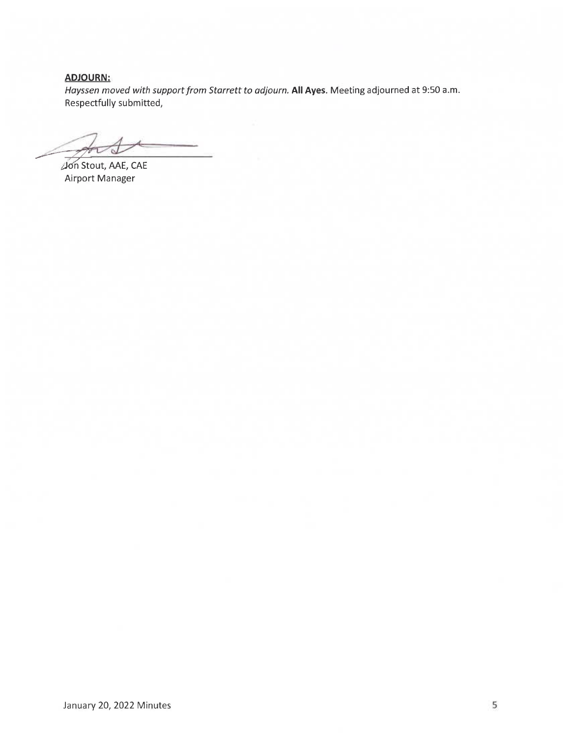**ADJOURN:**

*Hayssen moved with support from Starrett to adjourn.* **All Ayes.** Meeting adjourned at 9:50 a.m.

Respectfully submitted,

Jon Stout, AAE, CAE
Airport Manager

January 20, 2022 Minutes